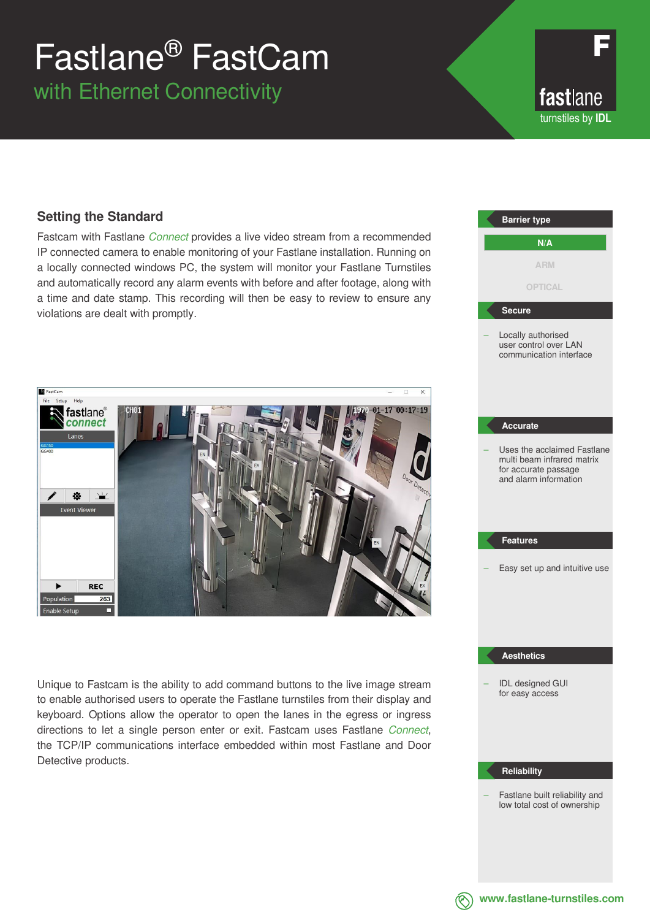# Fastlane® FastCam

## with Ethernet Connectivity

fastlane turnstiles by IDL

## Setting the Standard

Fastcam with Fastlane *Connect* provides a live video stream from a recommended IP connected camera to enable monitoring of your Fastlane installation. Running on a locally connected windows PC, the system will monitor your Fastlane Turnstiles and automatically record any alarm events with before and after footage, along with a time and date stamp. This recording will then be easy to review to ensure any violations are dealt with promptly.

Unique to Fastcam is the ability to add command buttons to the live image stream to enable authorised users to operate the Fastlane turnstiles from their display and keyboard. Options allow the operator to open the lanes in the egress or ingress directions to let a single person enter or exit. Fastcam uses Fastlane *Connect*, the TCP/IP communications interface embedded within most Fastlane and Door Detective products.

### Barrier type

**N/A**

ARM

OPTICAL

### Secure

– Locally authorised user control over LAN communication interface

### Accurate

– Uses the acclaimed Fastlane multi beam infrared matrix for accurate passage and alarm information

### Features

– Easy set up and intuitive use

### Aesthetics

– IDL designed GUI for easy access

### Reliability

– Fastlane built reliability and low total cost of ownership

www.fastlane-turnstiles.com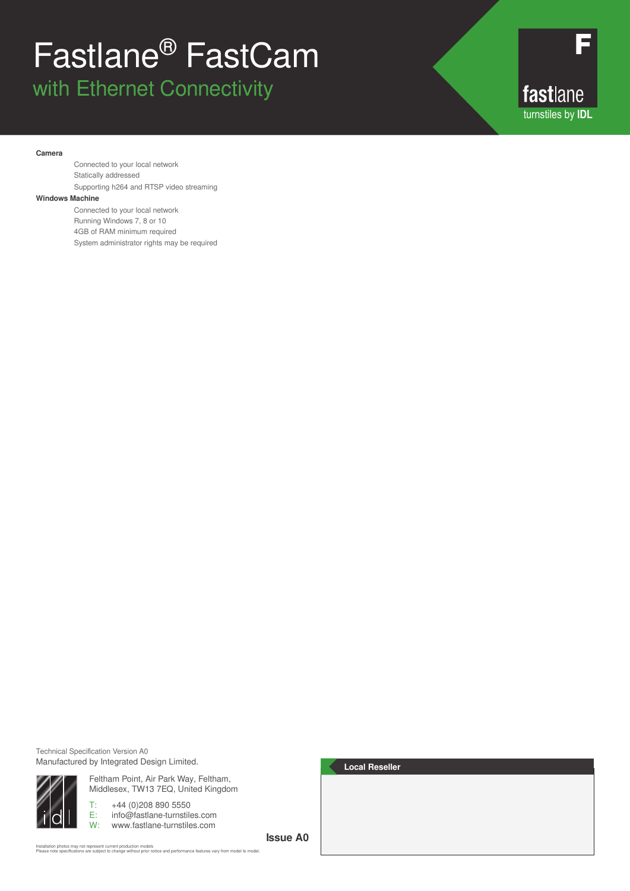# Fastlane® FastCam

## with Ethernet Connectivity

**fastlane**
turnstiles by **IDL**

**Camera**

- Connected to your local network
- Statically addressed
- Supporting h264 and RTSP video streaming

**Windows Machine**

- Connected to your local network
- Running Windows 7, 8 or 10
- 4GB of RAM minimum required
- System administrator rights may be required

Technical Specification Version A0
Manufactured by Integrated Design Limited.

Feltham Point, Air Park Way, Feltham,
Middlesex, TW13 7EQ, United Kingdom

T: +44 (0)208 890 5550
E: info@fastlane-turnstiles.com
W: www.fastlane-turnstiles.com

**Issue A0**

**Local Reseller**

Installation photos may not represent current production models
Please note specifications are subject to change without prior notice and performance features vary from model to model.